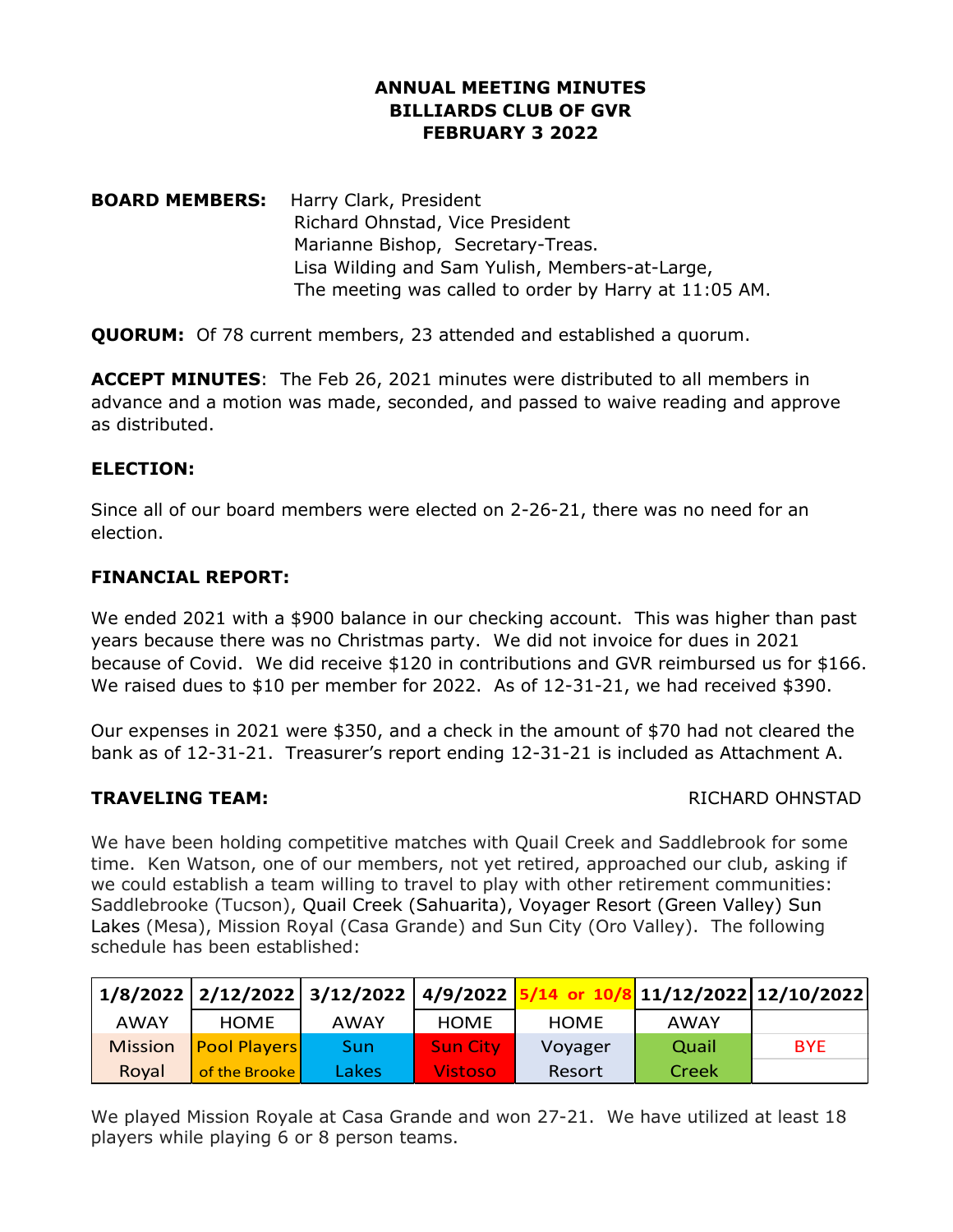**ANNUAL MEETING MINUTES**
**BILLIARDS CLUB OF GVR**
**FEBRUARY 3 2022**

**BOARD MEMBERS:** Harry Clark, President
Richard Ohnstad, Vice President
Marianne Bishop, Secretary-Treas.
Lisa Wilding and Sam Yulish, Members-at-Large,
The meeting was called to order by Harry at 11:05 AM.

**QUORUM:** Of 78 current members, 23 attended and established a quorum.

**ACCEPT MINUTES**: The Feb 26, 2021 minutes were distributed to all members in advance and a motion was made, seconded, and passed to waive reading and approve as distributed.

**ELECTION:**

Since all of our board members were elected on 2-26-21, there was no need for an election.

**FINANCIAL REPORT:**

We ended 2021 with a $900 balance in our checking account. This was higher than past years because there was no Christmas party. We did not invoice for dues in 2021 because of Covid. We did receive $120 in contributions and GVR reimbursed us for $166. We raised dues to $10 per member for 2022. As of 12-31-21, we had received $390.

Our expenses in 2021 were $350, and a check in the amount of $70 had not cleared the bank as of 12-31-21. Treasurer's report ending 12-31-21 is included as Attachment A.

**TRAVELING TEAM:** RICHARD OHNSTAD

We have been holding competitive matches with Quail Creek and Saddlebrook for some time. Ken Watson, one of our members, not yet retired, approached our club, asking if we could establish a team willing to travel to play with other retirement communities: Saddlebrooke (Tucson), Quail Creek (Sahuarita), Voyager Resort (Green Valley) Sun Lakes (Mesa), Mission Royal (Casa Grande) and Sun City (Oro Valley). The following schedule has been established:

| 1/8/2022 | 2/12/2022 | 3/12/2022 | 4/9/2022 | 5/14 or 10/8 | 11/12/2022 | 12/10/2022 |
|---|---|---|---|---|---|---|
| AWAY | HOME | AWAY | HOME | HOME | AWAY | |
| Mission Royal | Pool Players of the Brooke | Sun Lakes | Sun City Vistoso | Voyager Resort | Quail Creek | BYE |

We played Mission Royale at Casa Grande and won 27-21. We have utilized at least 18 players while playing 6 or 8 person teams.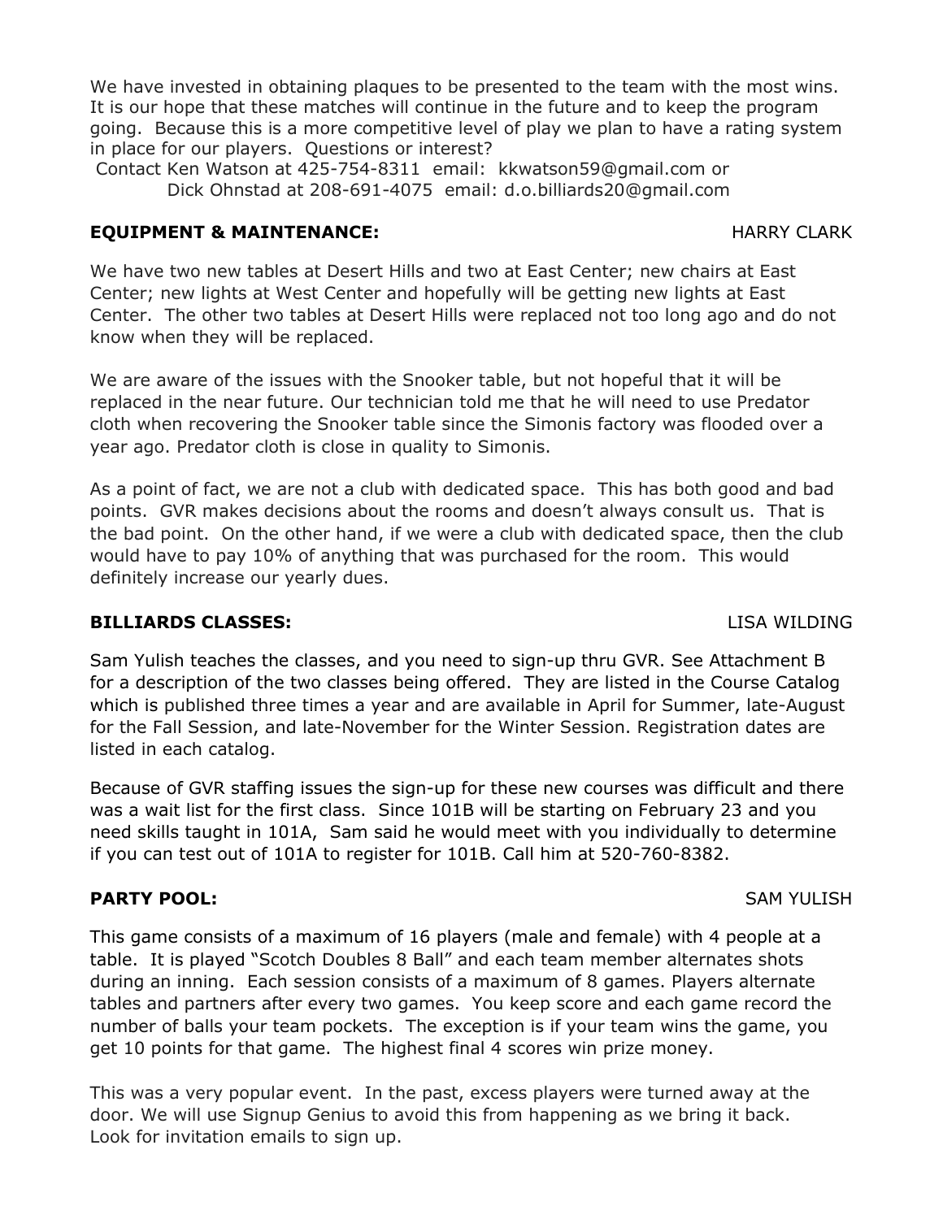We have invested in obtaining plaques to be presented to the team with the most wins. It is our hope that these matches will continue in the future and to keep the program going. Because this is a more competitive level of play we plan to have a rating system in place for our players. Questions or interest?

Contact Ken Watson at 425-754-8311 email: kkwatson59@gmail.com or
Dick Ohnstad at 208-691-4075 email: d.o.billiards20@gmail.com

**EQUIPMENT & MAINTENANCE:** HARRY CLARK

We have two new tables at Desert Hills and two at East Center; new chairs at East Center; new lights at West Center and hopefully will be getting new lights at East Center. The other two tables at Desert Hills were replaced not too long ago and do not know when they will be replaced.

We are aware of the issues with the Snooker table, but not hopeful that it will be replaced in the near future. Our technician told me that he will need to use Predator cloth when recovering the Snooker table since the Simonis factory was flooded over a year ago. Predator cloth is close in quality to Simonis.

As a point of fact, we are not a club with dedicated space. This has both good and bad points. GVR makes decisions about the rooms and doesn't always consult us. That is the bad point. On the other hand, if we were a club with dedicated space, then the club would have to pay 10% of anything that was purchased for the room. This would definitely increase our yearly dues.

**BILLIARDS CLASSES:** LISA WILDING

Sam Yulish teaches the classes, and you need to sign-up thru GVR. See Attachment B for a description of the two classes being offered. They are listed in the Course Catalog which is published three times a year and are available in April for Summer, late-August for the Fall Session, and late-November for the Winter Session. Registration dates are listed in each catalog.

Because of GVR staffing issues the sign-up for these new courses was difficult and there was a wait list for the first class. Since 101B will be starting on February 23 and you need skills taught in 101A, Sam said he would meet with you individually to determine if you can test out of 101A to register for 101B. Call him at 520-760-8382.

**PARTY POOL:** SAM YULISH

This game consists of a maximum of 16 players (male and female) with 4 people at a table. It is played "Scotch Doubles 8 Ball" and each team member alternates shots during an inning. Each session consists of a maximum of 8 games. Players alternate tables and partners after every two games. You keep score and each game record the number of balls your team pockets. The exception is if your team wins the game, you get 10 points for that game. The highest final 4 scores win prize money.

This was a very popular event. In the past, excess players were turned away at the door. We will use Signup Genius to avoid this from happening as we bring it back. Look for invitation emails to sign up.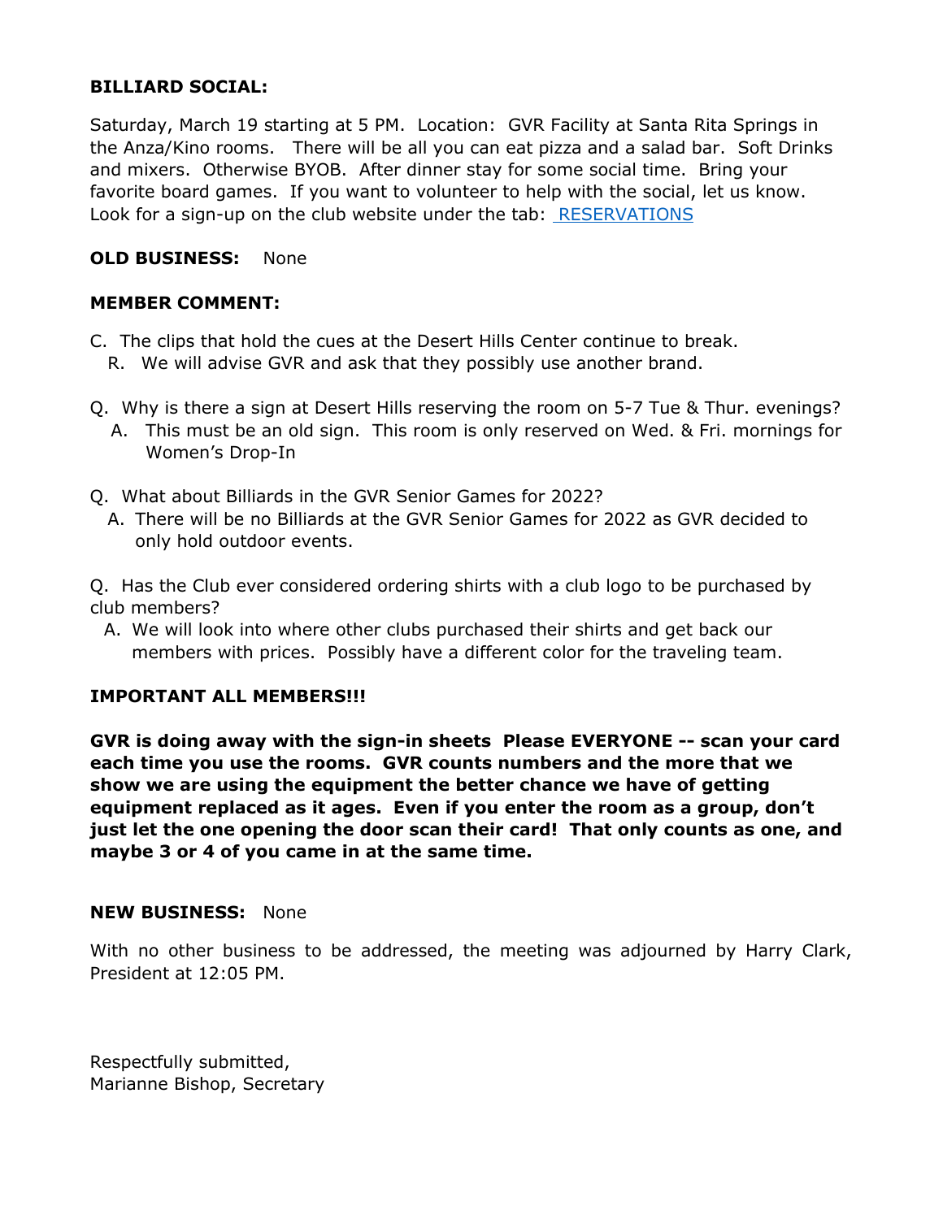**BILLIARD SOCIAL:**

Saturday, March 19 starting at 5 PM. Location: GVR Facility at Santa Rita Springs in the Anza/Kino rooms. There will be all you can eat pizza and a salad bar. Soft Drinks and mixers. Otherwise BYOB. After dinner stay for some social time. Bring your favorite board games. If you want to volunteer to help with the social, let us know. Look for a sign-up on the club website under the tab: RESERVATIONS

**OLD BUSINESS:** None

**MEMBER COMMENT:**

C. The clips that hold the cues at the Desert Hills Center continue to break.
   R. We will advise GVR and ask that they possibly use another brand.

Q. Why is there a sign at Desert Hills reserving the room on 5-7 Tue & Thur. evenings?
   A. This must be an old sign. This room is only reserved on Wed. & Fri. mornings for Women's Drop-In

Q. What about Billiards in the GVR Senior Games for 2022?
   A. There will be no Billiards at the GVR Senior Games for 2022 as GVR decided to only hold outdoor events.

Q. Has the Club ever considered ordering shirts with a club logo to be purchased by club members?
   A. We will look into where other clubs purchased their shirts and get back our members with prices. Possibly have a different color for the traveling team.

**IMPORTANT ALL MEMBERS!!!**

**GVR is doing away with the sign-in sheets Please EVERYONE -- scan your card each time you use the rooms. GVR counts numbers and the more that we show we are using the equipment the better chance we have of getting equipment replaced as it ages. Even if you enter the room as a group, don't just let the one opening the door scan their card! That only counts as one, and maybe 3 or 4 of you came in at the same time.**

**NEW BUSINESS:** None

With no other business to be addressed, the meeting was adjourned by Harry Clark, President at 12:05 PM.

Respectfully submitted,
Marianne Bishop, Secretary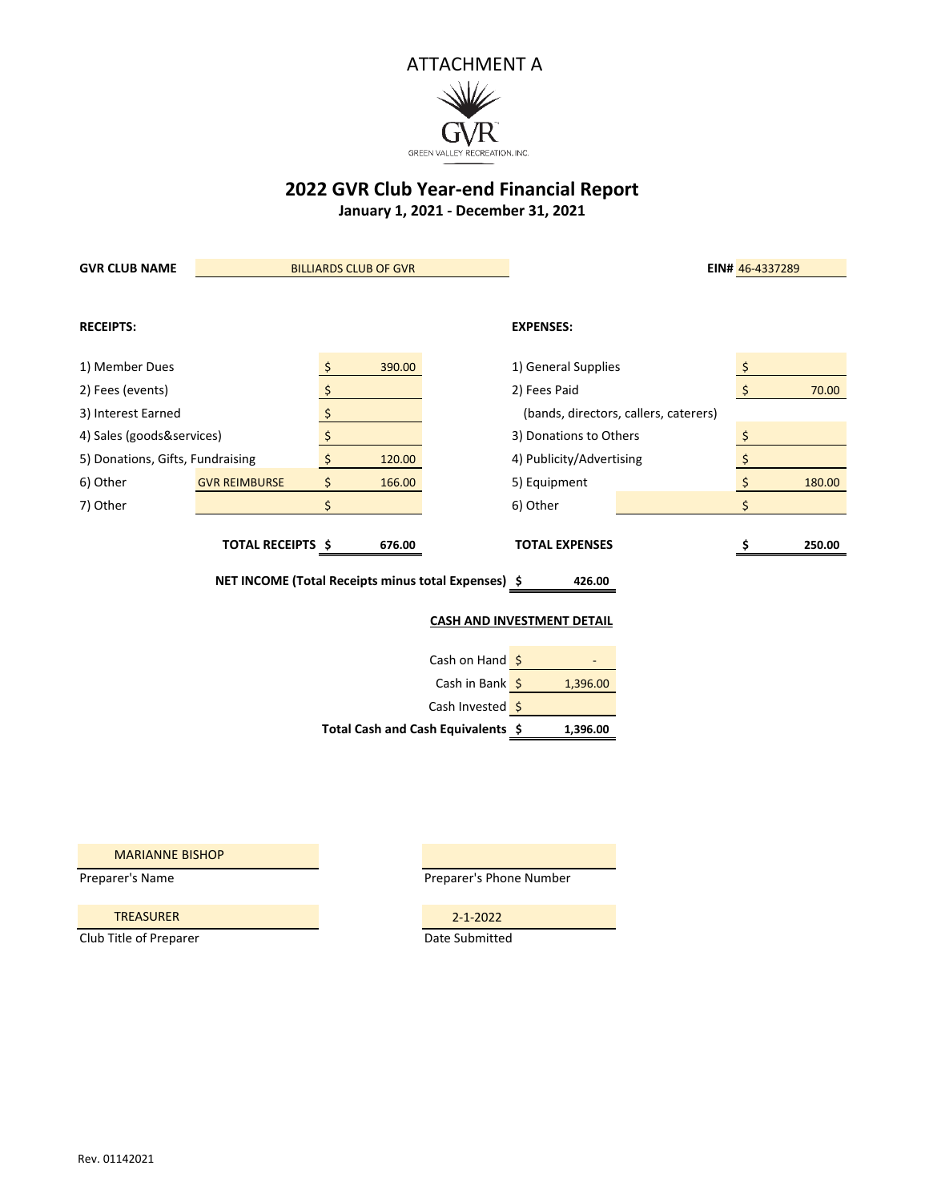ATTACHMENT A

GVR
GREEN VALLEY RECREATION, INC.

# 2022 GVR Club Year-end Financial Report

**January 1, 2021 - December 31, 2021**

**GVR CLUB NAME** BILLIARDS CLUB OF GVR **EIN#** 46-4337289

| **RECEIPTS:** | | | **EXPENSES:** | | |
|---|---|---|---|---|---|
| 1) Member Dues | | $ 390.00 | 1) General Supplies | | $ |
| 2) Fees (events) | | $ | 2) Fees Paid (bands, directors, callers, caterers) | | $ 70.00 |
| 3) Interest Earned | | $ | 3) Donations to Others | | $ |
| 4) Sales (goods&services) | | $ | 4) Publicity/Advertising | | $ |
| 5) Donations, Gifts, Fundraising | | $ 120.00 | 5) Equipment | | $ 180.00 |
| 6) Other | GVR REIMBURSE | $ 166.00 | 6) Other | | $ |
| 7) Other | | $ | | | |
| | **TOTAL RECEIPTS** | **$ 676.00** | **TOTAL EXPENSES** | | **$ 250.00** |

**NET INCOME (Total Receipts minus total Expenses) $ 426.00**

**CASH AND INVESTMENT DETAIL**

| | |
|---|---|
| Cash on Hand | $ - |
| Cash in Bank | $ 1,396.00 |
| Cash Invested | $ |
| **Total Cash and Cash Equivalents** | **$ 1,396.00** |

| | |
|---|---|
| MARIANNE BISHOP | |
| Preparer's Name | Preparer's Phone Number |
| TREASURER | 2-1-2022 |
| Club Title of Preparer | Date Submitted |

Rev. 01142021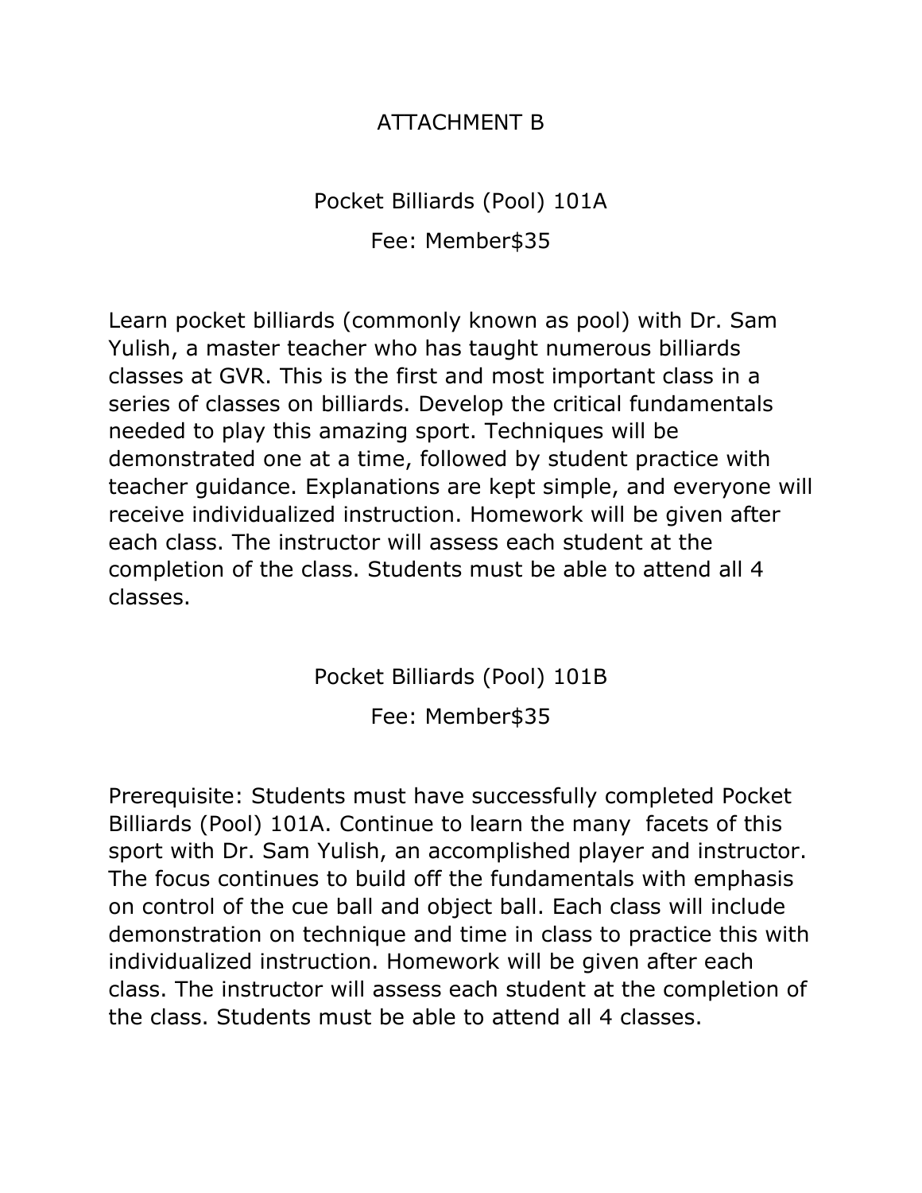# ATTACHMENT B

## Pocket Billiards (Pool) 101A

Fee: Member$35

Learn pocket billiards (commonly known as pool) with Dr. Sam Yulish, a master teacher who has taught numerous billiards classes at GVR. This is the first and most important class in a series of classes on billiards. Develop the critical fundamentals needed to play this amazing sport. Techniques will be demonstrated one at a time, followed by student practice with teacher guidance. Explanations are kept simple, and everyone will receive individualized instruction. Homework will be given after each class. The instructor will assess each student at the completion of the class. Students must be able to attend all 4 classes.

## Pocket Billiards (Pool) 101B

Fee: Member$35

Prerequisite: Students must have successfully completed Pocket Billiards (Pool) 101A. Continue to learn the many facets of this sport with Dr. Sam Yulish, an accomplished player and instructor. The focus continues to build off the fundamentals with emphasis on control of the cue ball and object ball. Each class will include demonstration on technique and time in class to practice this with individualized instruction. Homework will be given after each class. The instructor will assess each student at the completion of the class. Students must be able to attend all 4 classes.